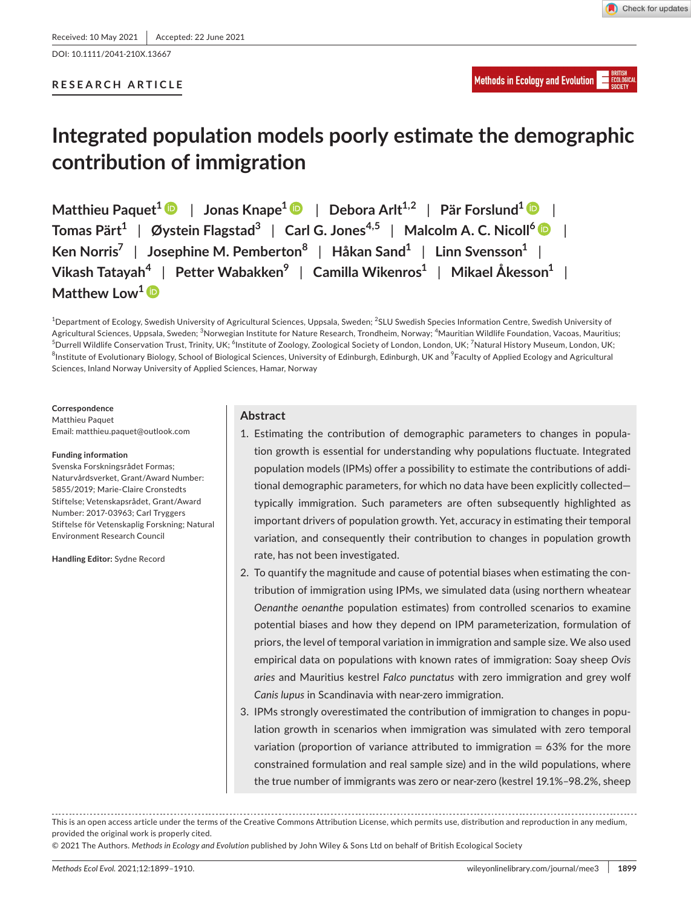Received: 10 May 2021 | Accepted: 22 June 2021

DOI: 10.1111/2041-210X.13667

RESEARCH ARTICLE

# Integrated population models poorly estimate the demographic contribution of immigration

Matthieu Paquet[1] | Jonas Knape[1] | Debora Arlt[1,2] | Pär Forslund[1] | Tomas Pärt[1] | Øystein Flagstad[3] | Carl G. Jones[4,5] | Malcolm A. C. Nicoll[6] | Ken Norris[7] | Josephine M. Pemberton[8] | Håkan Sand[1] | Linn Svensson[1] | Vikash Tatayah[4] | Petter Wabakken[9] | Camilla Wikenros[1] | Mikael Åkesson[1] | Matthew Low[1]

[1]Department of Ecology, Swedish University of Agricultural Sciences, Uppsala, Sweden; [2]SLU Swedish Species Information Centre, Swedish University of Agricultural Sciences, Uppsala, Sweden; [3]Norwegian Institute for Nature Research, Trondheim, Norway; [4]Mauritian Wildlife Foundation, Vacoas, Mauritius; [5]Durrell Wildlife Conservation Trust, Trinity, UK; [6]Institute of Zoology, Zoological Society of London, London, UK; [7]Natural History Museum, London, UK; [8]Institute of Evolutionary Biology, School of Biological Sciences, University of Edinburgh, Edinburgh, UK and [9]Faculty of Applied Ecology and Agricultural Sciences, Inland Norway University of Applied Sciences, Hamar, Norway

**Correspondence**
Matthieu Paquet
Email: matthieu.paquet@outlook.com

**Funding information**
Svenska Forskningsrådet Formas; Naturvårdsverket, Grant/Award Number: 5855/2019; Marie-Claire Cronstedts Stiftelse; Vetenskapsrådet, Grant/Award Number: 2017-03963; Carl Tryggers Stiftelse för Vetenskaplig Forskning; Natural Environment Research Council

**Handling Editor:** Sydne Record

## Abstract

1. Estimating the contribution of demographic parameters to changes in population growth is essential for understanding why populations fluctuate. Integrated population models (IPMs) offer a possibility to estimate the contributions of additional demographic parameters, for which no data have been explicitly collected—typically immigration. Such parameters are often subsequently highlighted as important drivers of population growth. Yet, accuracy in estimating their temporal variation, and consequently their contribution to changes in population growth rate, has not been investigated.
2. To quantify the magnitude and cause of potential biases when estimating the contribution of immigration using IPMs, we simulated data (using northern wheatear *Oenanthe oenanthe* population estimates) from controlled scenarios to examine potential biases and how they depend on IPM parameterization, formulation of priors, the level of temporal variation in immigration and sample size. We also used empirical data on populations with known rates of immigration: Soay sheep *Ovis aries* and Mauritius kestrel *Falco punctatus* with zero immigration and grey wolf *Canis lupus* in Scandinavia with near-zero immigration.
3. IPMs strongly overestimated the contribution of immigration to changes in population growth in scenarios when immigration was simulated with zero temporal variation (proportion of variance attributed to immigration = 63% for the more constrained formulation and real sample size) and in the wild populations, where the true number of immigrants was zero or near-zero (kestrel 19.1%–98.2%, sheep

This is an open access article under the terms of the Creative Commons Attribution License, which permits use, distribution and reproduction in any medium, provided the original work is properly cited.
© 2021 The Authors. *Methods in Ecology and Evolution* published by John Wiley & Sons Ltd on behalf of British Ecological Society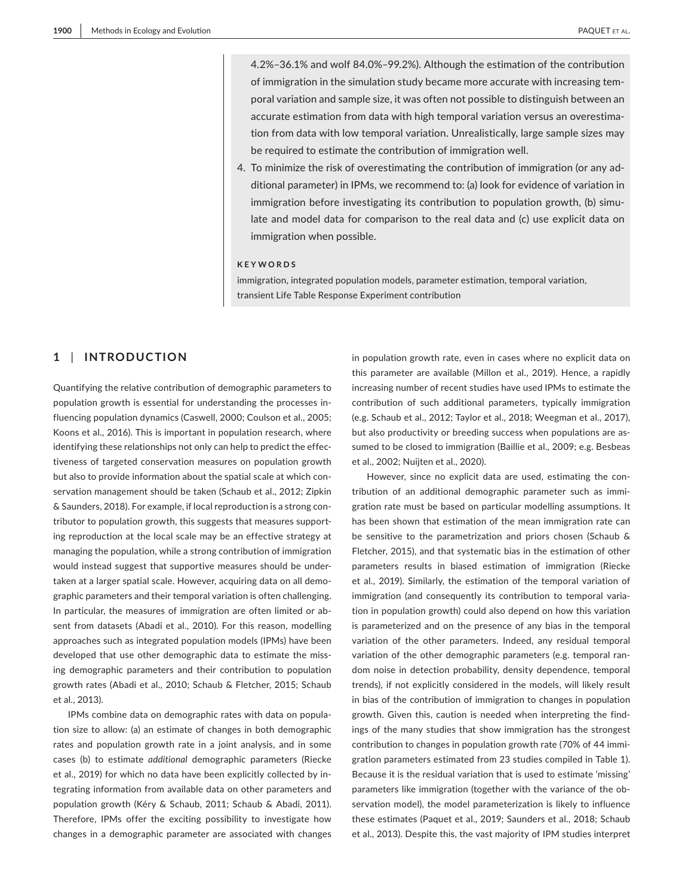4.2%–36.1% and wolf 84.0%–99.2%). Although the estimation of the contribution of immigration in the simulation study became more accurate with increasing temporal variation and sample size, it was often not possible to distinguish between an accurate estimation from data with high temporal variation versus an overestimation from data with low temporal variation. Unrealistically, large sample sizes may be required to estimate the contribution of immigration well.

4. To minimize the risk of overestimating the contribution of immigration (or any additional parameter) in IPMs, we recommend to: (a) look for evidence of variation in immigration before investigating its contribution to population growth, (b) simulate and model data for comparison to the real data and (c) use explicit data on immigration when possible.

**KEYWORDS**

immigration, integrated population models, parameter estimation, temporal variation, transient Life Table Response Experiment contribution

## 1 | INTRODUCTION

Quantifying the relative contribution of demographic parameters to population growth is essential for understanding the processes influencing population dynamics (Caswell, 2000; Coulson et al., 2005; Koons et al., 2016). This is important in population research, where identifying these relationships not only can help to predict the effectiveness of targeted conservation measures on population growth but also to provide information about the spatial scale at which conservation management should be taken (Schaub et al., 2012; Zipkin & Saunders, 2018). For example, if local reproduction is a strong contributor to population growth, this suggests that measures supporting reproduction at the local scale may be an effective strategy at managing the population, while a strong contribution of immigration would instead suggest that supportive measures should be undertaken at a larger spatial scale. However, acquiring data on all demographic parameters and their temporal variation is often challenging. In particular, the measures of immigration are often limited or absent from datasets (Abadi et al., 2010). For this reason, modelling approaches such as integrated population models (IPMs) have been developed that use other demographic data to estimate the missing demographic parameters and their contribution to population growth rates (Abadi et al., 2010; Schaub & Fletcher, 2015; Schaub et al., 2013).

IPMs combine data on demographic rates with data on population size to allow: (a) an estimate of changes in both demographic rates and population growth rate in a joint analysis, and in some cases (b) to estimate *additional* demographic parameters (Riecke et al., 2019) for which no data have been explicitly collected by integrating information from available data on other parameters and population growth (Kéry & Schaub, 2011; Schaub & Abadi, 2011). Therefore, IPMs offer the exciting possibility to investigate how changes in a demographic parameter are associated with changes in population growth rate, even in cases where no explicit data on this parameter are available (Millon et al., 2019). Hence, a rapidly increasing number of recent studies have used IPMs to estimate the contribution of such additional parameters, typically immigration (e.g. Schaub et al., 2012; Taylor et al., 2018; Weegman et al., 2017), but also productivity or breeding success when populations are assumed to be closed to immigration (Baillie et al., 2009; e.g. Besbeas et al., 2002; Nuijten et al., 2020).

However, since no explicit data are used, estimating the contribution of an additional demographic parameter such as immigration rate must be based on particular modelling assumptions. It has been shown that estimation of the mean immigration rate can be sensitive to the parametrization and priors chosen (Schaub & Fletcher, 2015), and that systematic bias in the estimation of other parameters results in biased estimation of immigration (Riecke et al., 2019). Similarly, the estimation of the temporal variation of immigration (and consequently its contribution to temporal variation in population growth) could also depend on how this variation is parameterized and on the presence of any bias in the temporal variation of the other parameters. Indeed, any residual temporal variation of the other demographic parameters (e.g. temporal random noise in detection probability, density dependence, temporal trends), if not explicitly considered in the models, will likely result in bias of the contribution of immigration to changes in population growth. Given this, caution is needed when interpreting the findings of the many studies that show immigration has the strongest contribution to changes in population growth rate (70% of 44 immigration parameters estimated from 23 studies compiled in Table 1). Because it is the residual variation that is used to estimate 'missing' parameters like immigration (together with the variance of the observation model), the model parameterization is likely to influence these estimates (Paquet et al., 2019; Saunders et al., 2018; Schaub et al., 2013). Despite this, the vast majority of IPM studies interpret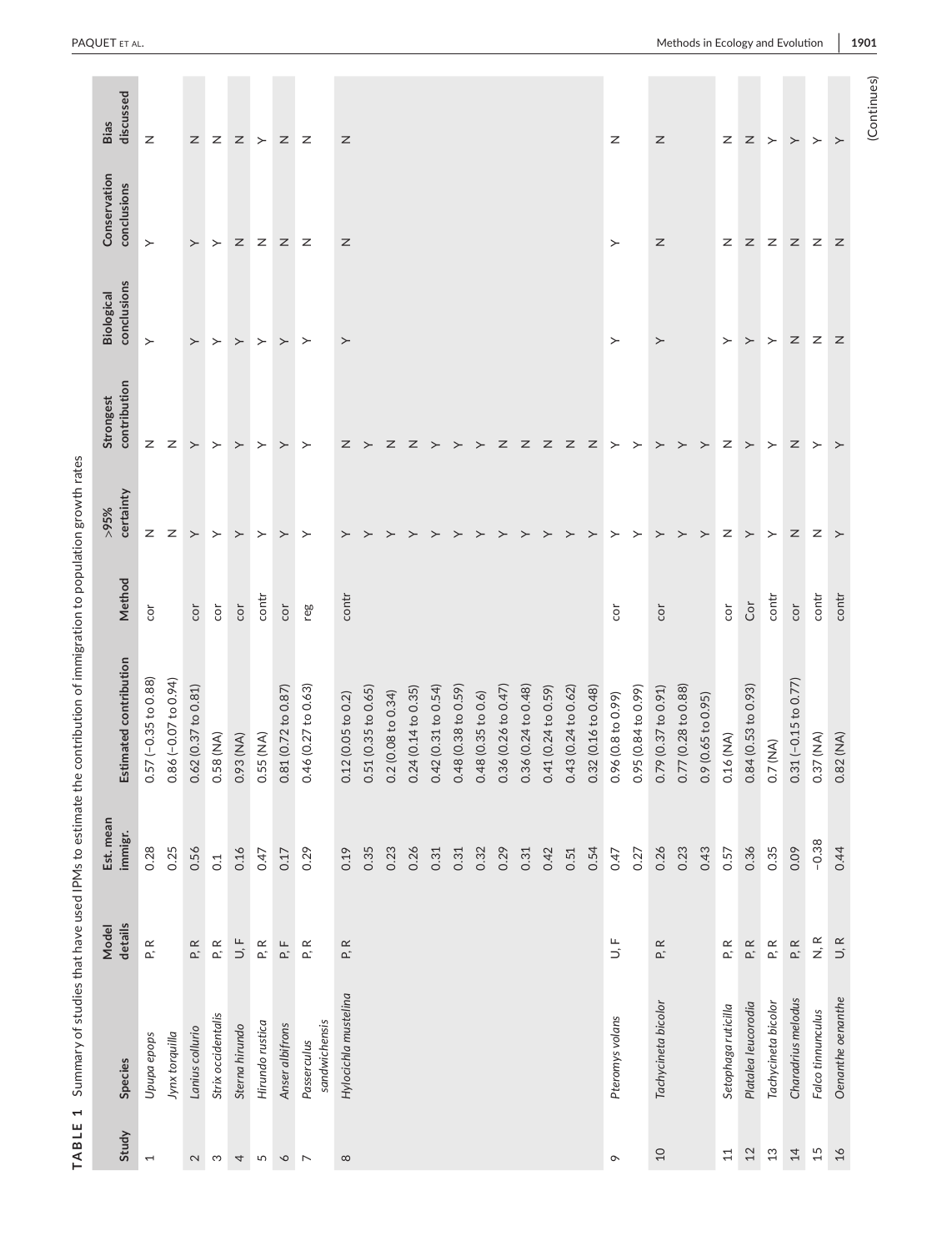**TABLE 1** Summary of studies that have used IPMs to estimate the contribution of immigration to population growth rates

| Study | Species | Model details | Est. mean immigr. | Estimated contribution | Method | >95% certainty | Strongest contribution | Biological conclusions | Conservation conclusions | Bias discussed |
|---|---|---|---|---|---|---|---|---|---|---|
| 1 | *Upupa epops* | P, R | 0.28 | 0.57 (−0.35 to 0.88) | cor | N | N | Y | Y | N |
| | *Jynx torquilla* | | 0.25 | 0.86 (−0.07 to 0.94) | | N | N | | | |
| 2 | *Lanius collurio* | P, R | 0.56 | 0.62 (0.37 to 0.81) | cor | Y | Y | Y | Y | N |
| 3 | *Strix occidentalis* | P, R | 0.1 | 0.58 (NA) | cor | Y | Y | Y | Y | N |
| 4 | *Sterna hirundo* | U, F | 0.16 | 0.93 (NA) | cor | Y | Y | Y | N | N |
| 5 | *Hirundo rustica* | P, R | 0.47 | 0.55 (NA) | contr | Y | Y | Y | N | Y |
| 6 | *Anser albifrons* | P, F | 0.17 | 0.81 (0.72 to 0.87) | cor | Y | Y | Y | N | N |
| 7 | *Passerculus sandwichensis* | P, R | 0.29 | 0.46 (0.27 to 0.63) | reg | Y | Y | Y | N | N |
| 8 | *Hylocichla mustelina* | P, R | 0.19 | 0.12 (0.05 to 0.2) | contr | Y | N | Y | N | N |
| | | | 0.35 | 0.51 (0.35 to 0.65) | | Y | Y | | | |
| | | | 0.23 | 0.2 (0.08 to 0.34) | | Y | N | | | |
| | | | 0.26 | 0.24 (0.14 to 0.35) | | Y | N | | | |
| | | | 0.31 | 0.42 (0.31 to 0.54) | | Y | Y | | | |
| | | | 0.31 | 0.48 (0.38 to 0.59) | | Y | Y | | | |
| | | | 0.32 | 0.48 (0.35 to 0.6) | | Y | Y | | | |
| | | | 0.29 | 0.36 (0.26 to 0.47) | | Y | N | | | |
| | | | 0.31 | 0.36 (0.24 to 0.48) | | Y | N | | | |
| | | | 0.42 | 0.41 (0.24 to 0.59) | | Y | N | | | |
| | | | 0.51 | 0.43 (0.24 to 0.62) | | Y | N | | | |
| | | | 0.54 | 0.32 (0.16 to 0.48) | | Y | N | | | |
| 9 | *Pteromys volans* | U, F | 0.47 | 0.96 (0.8 to 0.99) | cor | Y | Y | Y | Y | N |
| | | | 0.27 | 0.95 (0.84 to 0.99) | | Y | Y | | | |
| 10 | *Tachycineta bicolor* | P, R | 0.26 | 0.79 (0.37 to 0.91) | cor | Y | Y | Y | N | N |
| | | | 0.23 | 0.77 (0.28 to 0.88) | | Y | Y | | | |
| | | | 0.43 | 0.9 (0.65 to 0.95) | | Y | Y | | | |
| 11 | *Setophaga ruticilla* | P, R | 0.57 | 0.16 (NA) | cor | N | N | Y | N | N |
| 12 | *Platalea leucorodia* | P, R | 0.36 | 0.84 (0.53 to 0.93) | Cor | Y | Y | Y | N | N |
| 13 | *Tachycineta bicolor* | P, R | 0.35 | 0.7 (NA) | contr | Y | Y | Y | N | Y |
| 14 | *Charadrius melodus* | P, R | 0.09 | 0.31 (−0.15 to 0.77) | cor | N | N | N | N | Y |
| 15 | *Falco tinnunculus* | N, R | −0.38 | 0.37 (NA) | contr | N | Y | N | N | Y |
| 16 | *Oenanthe oenanthe* | U, R | 0.44 | 0.82 (NA) | contr | Y | Y | N | N | Y |

(Continues)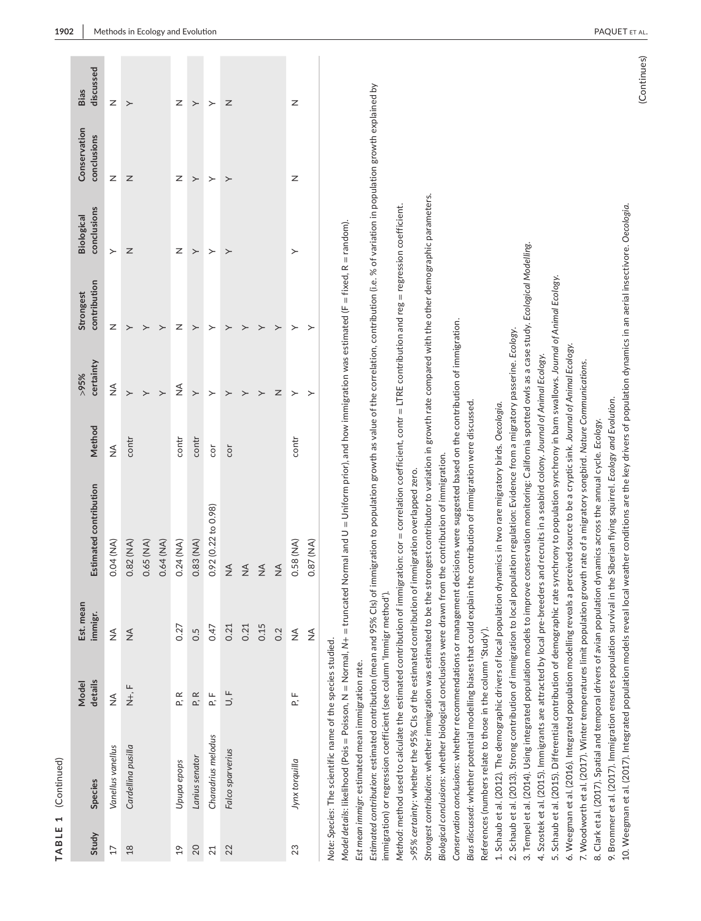**TABLE 1** (Continued)

| Study | Species | Model details | Est. mean immigr. | Estimated contribution | Method | >95% certainty | Strongest contribution | Biological conclusions | Conservation conclusions | Bias discussed |
|---|---|---|---|---|---|---|---|---|---|---|
| 17 | *Vanellus vanellus* | NA | NA | 0.04 (NA) | NA | NA | N | Y | N | N |
| 18 | *Cardellina pusilla* | N+, F | NA | 0.82 (NA) | contr | Y | Y | N | N | Y |
| | | | | 0.65 (NA) | | Y | Y | | | |
| | | | | 0.64 (NA) | | Y | Y | | | |
| 19 | *Upupa epops* | P, R | 0.27 | 0.24 (NA) | contr | NA | N | N | N | N |
| 20 | *Lanius senator* | P, R | 0.5 | 0.83 (NA) | contr | Y | Y | Y | Y | Y |
| 21 | *Charadrius melodus* | P, F | 0.47 | 0.92 (0.22 to 0.98) | cor | Y | Y | Y | Y | Y |
| 22 | *Falco sparverius* | U, F | 0.21 | NA | cor | Y | Y | Y | Y | N |
| | | | 0.21 | NA | | Y | Y | | | |
| | | | 0.15 | NA | | Y | Y | | | |
| | | | 0.2 | NA | | N | Y | | | |
| 23 | *Jynx torquilla* | P, F | NA | 0.58 (NA) | contr | Y | Y | Y | N | N |
| | | | NA | 0.87 (NA) | | Y | Y | | | |

*Note*: *Species*: The scientific name of the species studied.

*Model details*: likelihood (Pois = Poisson, N = Normal, N+ = truncated Normal and U = Uniform prior), and how immigration was estimated (F = fixed, R = random).

*Est mean immigr*: estimated mean immigration rate.

*Estimated contribution*: estimated contribution (mean and 95% CIs) of immigration to population growth as value of the correlation, contribution (i.e. % of variation in population growth explained by immigration) or regression coefficient (see column 'Immigr method').

*Method*: method used to calculate the estimated contribution of immigration: cor = correlation coefficient, contr = LTRE contribution and reg = regression coefficient.

*>95% certainty*: whether the 95% CIs of the estimated contribution of immigration overlapped zero.

*Strongest contribution*: whether immigration was estimated to be the strongest contributor to variation in growth rate compared with the other demographic parameters.

*Biological conclusions*: whether biological conclusions were drawn from the contribution of immigration.

*Conservation conclusions*: whether recommendations or management decisions were suggested based on the contribution of immigration.

*Bias discussed*: whether potential modelling biases that could explain the contribution of immigration were discussed.

References (numbers relate to those in the column 'Study').

1. Schaub et al. (2012). The demographic drivers of local population dynamics in two rare migratory birds. *Oecologia*.
2. Schaub et al. (2013). Strong contribution of immigration to local population regulation: Evidence from a migratory passerine. *Ecology*.
3. Tempel et al. (2014). Using integrated population models to improve conservation monitoring: California spotted owls as a case study. *Ecological Modelling*.
4. Szostek et al. (2015). Immigrants are attracted by local pre-breeders and recruits in a seabird colony. *Journal of Animal Ecology*.
5. Schaub et al. (2015). Differential contribution of demographic rate synchrony to population synchrony in barn swallows. *Journal of Animal Ecology*.
6. Weegman et al. (2016). Integrated population modelling reveals a perceived source to be a cryptic sink. *Journal of Animal Ecology*.
7. Woodworth et al. (2017). Winter temperatures limit population growth rate of a migratory songbird. *Nature Communications*.
8. Clark et al. (2017). Spatial and temporal drivers of avian population dynamics across the annual cycle. *Ecology*.
9. Brommer et al. (2017). Immigration ensures population survival in the Siberian flying squirrel. *Ecology and Evolution*.
10. Weegman et al. (2017). Integrated population models reveal local weather conditions are the key drivers of population dynamics in an aerial insectivore. *Oecologia*.

(Continues)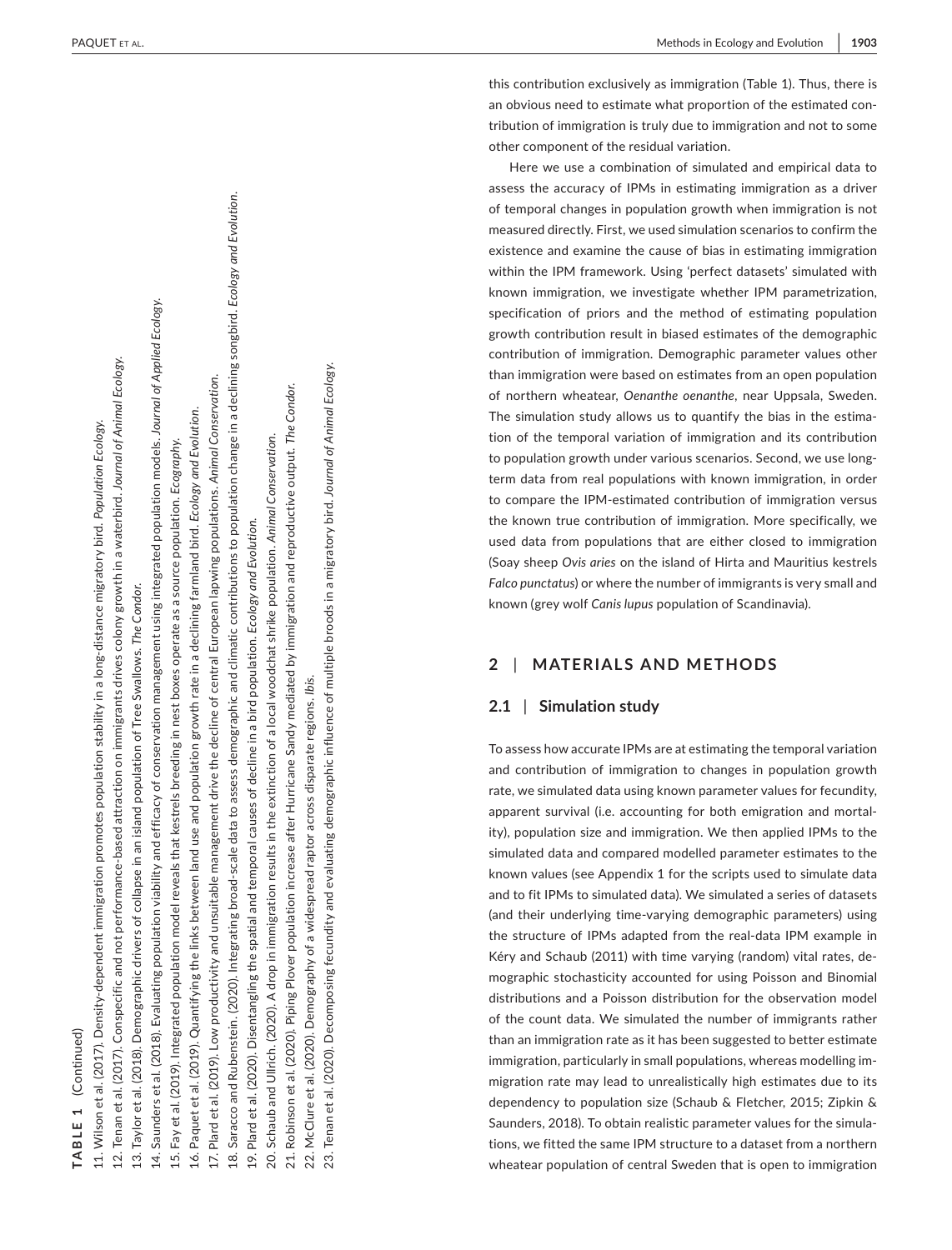**TABLE 1** (Continued)

11. Wilson et al. (2017). Density-dependent immigration promotes population stability in a long-distance migratory bird. *Population Ecology*.
12. Tenan et al. (2017). Conspecific and not performance-based attraction on immigrants drives colony growth in a waterbird. *Journal of Animal Ecology*.
13. Taylor et al. (2018). Demographic drivers of collapse in an island population of Tree Swallows. *The Condor*.
14. Saunders et al. (2018). Evaluating population viability and efficacy of conservation management using integrated population models. *Journal of Applied Ecology*.
15. Fay et al. (2019). Integrated population model reveals that kestrels breeding in nest boxes operate as a source population. *Ecography*.
16. Paquet et al. (2019). Quantifying the links between land use and population growth rate in a declining farmland bird. *Ecology and Evolution*.
17. Plard et al. (2019). Low productivity and unsuitable management drive the decline of central European lapwing populations. *Animal Conservation*.
18. Saracco and Rubenstein. (2020). Integrating broad-scale data to assess demographic and climatic contributions to population change in a declining songbird. *Ecology and Evolution*.
19. Plard et al. (2020). Disentangling the spatial and temporal causes of decline in a bird population. *Ecology and Evolution*.
20. Schaub and Ullrich. (2020). A drop in immigration results in the extinction of a local woodchat shrike population. *Animal Conservation*.
21. Robinson et al. (2020). Piping Plover population increase after Hurricane Sandy mediated by immigration and reproductive output. *The Condor*.
22. McClure et al. (2020). Demography of a widespread raptor across disparate regions. *Ibis*.
23. Tenan et al. (2020). Decomposing fecundity and evaluating demographic influence of multiple broods in a migratory bird. *Journal of Animal Ecology*.

this contribution exclusively as immigration (Table 1). Thus, there is an obvious need to estimate what proportion of the estimated contribution of immigration is truly due to immigration and not to some other component of the residual variation.

Here we use a combination of simulated and empirical data to assess the accuracy of IPMs in estimating immigration as a driver of temporal changes in population growth when immigration is not measured directly. First, we used simulation scenarios to confirm the existence and examine the cause of bias in estimating immigration within the IPM framework. Using 'perfect datasets' simulated with known immigration, we investigate whether IPM parametrization, specification of priors and the method of estimating population growth contribution result in biased estimates of the demographic contribution of immigration. Demographic parameter values other than immigration were based on estimates from an open population of northern wheatear, *Oenanthe oenanthe*, near Uppsala, Sweden. The simulation study allows us to quantify the bias in the estimation of the temporal variation of immigration and its contribution to population growth under various scenarios. Second, we use long-term data from real populations with known immigration, in order to compare the IPM-estimated contribution of immigration versus the known true contribution of immigration. More specifically, we used data from populations that are either closed to immigration (Soay sheep *Ovis aries* on the island of Hirta and Mauritius kestrels *Falco punctatus*) or where the number of immigrants is very small and known (grey wolf *Canis lupus* population of Scandinavia).

## 2 | MATERIALS AND METHODS

### 2.1 | Simulation study

To assess how accurate IPMs are at estimating the temporal variation and contribution of immigration to changes in population growth rate, we simulated data using known parameter values for fecundity, apparent survival (i.e. accounting for both emigration and mortality), population size and immigration. We then applied IPMs to the simulated data and compared modelled parameter estimates to the known values (see Appendix 1 for the scripts used to simulate data and to fit IPMs to simulated data). We simulated a series of datasets (and their underlying time-varying demographic parameters) using the structure of IPMs adapted from the real-data IPM example in Kéry and Schaub (2011) with time varying (random) vital rates, demographic stochasticity accounted for using Poisson and Binomial distributions and a Poisson distribution for the observation model of the count data. We simulated the number of immigrants rather than an immigration rate as it has been suggested to better estimate immigration, particularly in small populations, whereas modelling immigration rate may lead to unrealistically high estimates due to its dependency to population size (Schaub & Fletcher, 2015; Zipkin & Saunders, 2018). To obtain realistic parameter values for the simulations, we fitted the same IPM structure to a dataset from a northern wheatear population of central Sweden that is open to immigration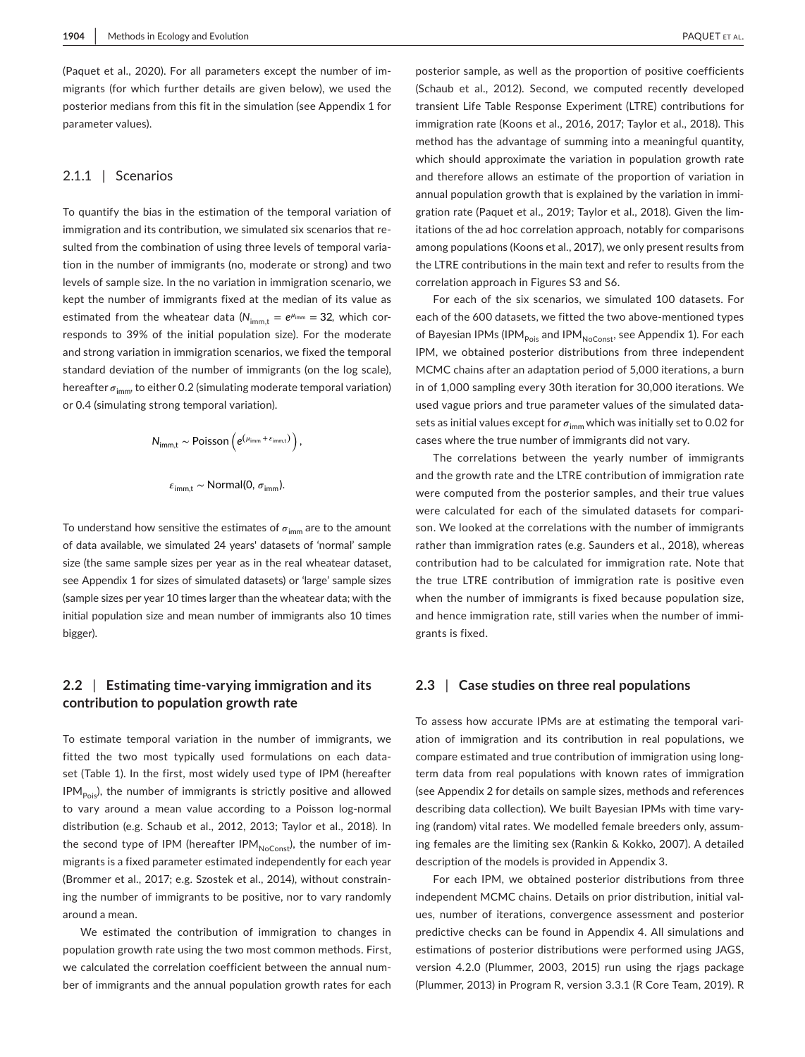(Paquet et al., 2020). For all parameters except the number of immigrants (for which further details are given below), we used the posterior medians from this fit in the simulation (see Appendix 1 for parameter values).

### 2.1.1 | Scenarios

To quantify the bias in the estimation of the temporal variation of immigration and its contribution, we simulated six scenarios that resulted from the combination of using three levels of temporal variation in the number of immigrants (no, moderate or strong) and two levels of sample size. In the no variation in immigration scenario, we kept the number of immigrants fixed at the median of its value as estimated from the wheatear data ($N_{imm,t} = e^{\mu_{imm}} = 32$, which corresponds to 39% of the initial population size). For the moderate and strong variation in immigration scenarios, we fixed the temporal standard deviation of the number of immigrants (on the log scale), hereafter $\sigma_{imm}$, to either 0.2 (simulating moderate temporal variation) or 0.4 (simulating strong temporal variation).

$$N_{imm,t} \sim \text{Poisson}\left(e^{(\mu_{imm} + \epsilon_{imm,t})}\right),$$

$$\epsilon_{imm,t} \sim \text{Normal}(0, \sigma_{imm}).$$

To understand how sensitive the estimates of $\sigma_{imm}$ are to the amount of data available, we simulated 24 years' datasets of 'normal' sample size (the same sample sizes per year as in the real wheatear dataset, see Appendix 1 for sizes of simulated datasets) or 'large' sample sizes (sample sizes per year 10 times larger than the wheatear data; with the initial population size and mean number of immigrants also 10 times bigger).

## 2.2 | Estimating time-varying immigration and its contribution to population growth rate

To estimate temporal variation in the number of immigrants, we fitted the two most typically used formulations on each dataset (Table 1). In the first, most widely used type of IPM (hereafter $\text{IPM}_{\text{Pois}}$), the number of immigrants is strictly positive and allowed to vary around a mean value according to a Poisson log-normal distribution (e.g. Schaub et al., 2012, 2013; Taylor et al., 2018). In the second type of IPM (hereafter $\text{IPM}_{\text{NoConst}}$), the number of immigrants is a fixed parameter estimated independently for each year (Brommer et al., 2017; e.g. Szostek et al., 2014), without constraining the number of immigrants to be positive, nor to vary randomly around a mean.

We estimated the contribution of immigration to changes in population growth rate using the two most common methods. First, we calculated the correlation coefficient between the annual number of immigrants and the annual population growth rates for each posterior sample, as well as the proportion of positive coefficients (Schaub et al., 2012). Second, we computed recently developed transient Life Table Response Experiment (LTRE) contributions for immigration rate (Koons et al., 2016, 2017; Taylor et al., 2018). This method has the advantage of summing into a meaningful quantity, which should approximate the variation in population growth rate and therefore allows an estimate of the proportion of variation in annual population growth that is explained by the variation in immigration rate (Paquet et al., 2019; Taylor et al., 2018). Given the limitations of the ad hoc correlation approach, notably for comparisons among populations (Koons et al., 2017), we only present results from the LTRE contributions in the main text and refer to results from the correlation approach in Figures S3 and S6.

For each of the six scenarios, we simulated 100 datasets. For each of the 600 datasets, we fitted the two above-mentioned types of Bayesian IPMs ($\text{IPM}_{\text{Pois}}$ and $\text{IPM}_{\text{NoConst}}$, see Appendix 1). For each IPM, we obtained posterior distributions from three independent MCMC chains after an adaptation period of 5,000 iterations, a burn in of 1,000 sampling every 30th iteration for 30,000 iterations. We used vague priors and true parameter values of the simulated datasets as initial values except for $\sigma_{imm}$ which was initially set to 0.02 for cases where the true number of immigrants did not vary.

The correlations between the yearly number of immigrants and the growth rate and the LTRE contribution of immigration rate were computed from the posterior samples, and their true values were calculated for each of the simulated datasets for comparison. We looked at the correlations with the number of immigrants rather than immigration rates (e.g. Saunders et al., 2018), whereas contribution had to be calculated for immigration rate. Note that the true LTRE contribution of immigration rate is positive even when the number of immigrants is fixed because population size, and hence immigration rate, still varies when the number of immigrants is fixed.

## 2.3 | Case studies on three real populations

To assess how accurate IPMs are at estimating the temporal variation of immigration and its contribution in real populations, we compare estimated and true contribution of immigration using long-term data from real populations with known rates of immigration (see Appendix 2 for details on sample sizes, methods and references describing data collection). We built Bayesian IPMs with time varying (random) vital rates. We modelled female breeders only, assuming females are the limiting sex (Rankin & Kokko, 2007). A detailed description of the models is provided in Appendix 3.

For each IPM, we obtained posterior distributions from three independent MCMC chains. Details on prior distribution, initial values, number of iterations, convergence assessment and posterior predictive checks can be found in Appendix 4. All simulations and estimations of posterior distributions were performed using JAGS, version 4.2.0 (Plummer, 2003, 2015) run using the rjags package (Plummer, 2013) in Program R, version 3.3.1 (R Core Team, 2019). R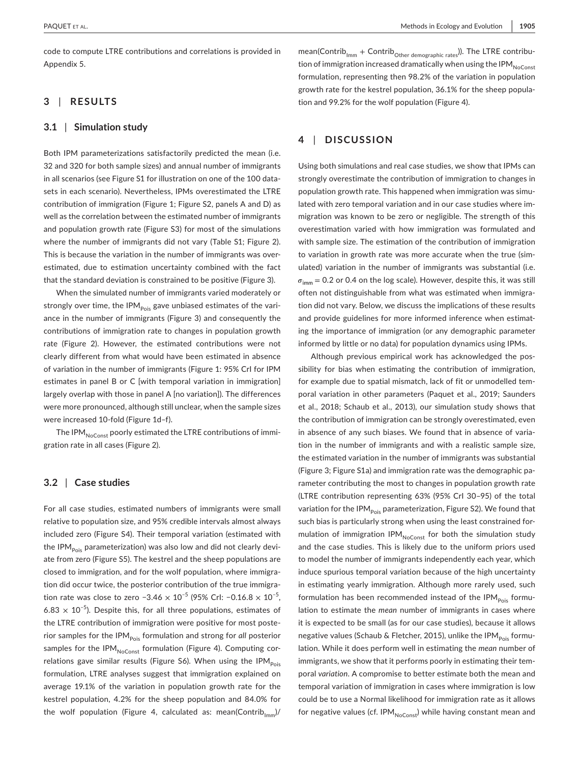code to compute LTRE contributions and correlations is provided in Appendix 5.

## 3 | RESULTS

### 3.1 | Simulation study

Both IPM parameterizations satisfactorily predicted the mean (i.e. 32 and 320 for both sample sizes) and annual number of immigrants in all scenarios (see Figure S1 for illustration on one of the 100 datasets in each scenario). Nevertheless, IPMs overestimated the LTRE contribution of immigration (Figure 1; Figure S2, panels A and D) as well as the correlation between the estimated number of immigrants and population growth rate (Figure S3) for most of the simulations where the number of immigrants did not vary (Table S1; Figure 2). This is because the variation in the number of immigrants was overestimated, due to estimation uncertainty combined with the fact that the standard deviation is constrained to be positive (Figure 3).

When the simulated number of immigrants varied moderately or strongly over time, the $IPM_{Pois}$ gave unbiased estimates of the variance in the number of immigrants (Figure 3) and consequently the contributions of immigration rate to changes in population growth rate (Figure 2). However, the estimated contributions were not clearly different from what would have been estimated in absence of variation in the number of immigrants (Figure 1: 95% CrI for IPM estimates in panel B or C [with temporal variation in immigration] largely overlap with those in panel A [no variation]). The differences were more pronounced, although still unclear, when the sample sizes were increased 10-fold (Figure 1d–f).

The $IPM_{NoConst}$ poorly estimated the LTRE contributions of immigration rate in all cases (Figure 2).

### 3.2 | Case studies

For all case studies, estimated numbers of immigrants were small relative to population size, and 95% credible intervals almost always included zero (Figure S4). Their temporal variation (estimated with the $IPM_{Pois}$ parameterization) was also low and did not clearly deviate from zero (Figure S5). The kestrel and the sheep populations are closed to immigration, and for the wolf population, where immigration did occur twice, the posterior contribution of the true immigration rate was close to zero $-3.46 \times 10^{-5}$ (95% CrI: $-0.16.8 \times 10^{-5}$, $6.83 \times 10^{-5}$). Despite this, for all three populations, estimates of the LTRE contribution of immigration were positive for most posterior samples for the $IPM_{Pois}$ formulation and strong for *all* posterior samples for the $IPM_{NoConst}$ formulation (Figure 4). Computing correlations gave similar results (Figure S6). When using the $IPM_{Pois}$ formulation, LTRE analyses suggest that immigration explained on average 19.1% of the variation in population growth rate for the kestrel population, 4.2% for the sheep population and 84.0% for the wolf population (Figure 4, calculated as: mean($Contrib_{Imm}$)/mean($Contrib_{Imm}$ + $Contrib_{Other\ demographic\ rates}$)). The LTRE contribution of immigration increased dramatically when using the $IPM_{NoConst}$ formulation, representing then 98.2% of the variation in population growth rate for the kestrel population, 36.1% for the sheep population and 99.2% for the wolf population (Figure 4).

## 4 | DISCUSSION

Using both simulations and real case studies, we show that IPMs can strongly overestimate the contribution of immigration to changes in population growth rate. This happened when immigration was simulated with zero temporal variation and in our case studies where immigration was known to be zero or negligible. The strength of this overestimation varied with how immigration was formulated and with sample size. The estimation of the contribution of immigration to variation in growth rate was more accurate when the true (simulated) variation in the number of immigrants was substantial (i.e. $\sigma_{imm} = 0.2$ or 0.4 on the log scale). However, despite this, it was still often not distinguishable from what was estimated when immigration did not vary. Below, we discuss the implications of these results and provide guidelines for more informed inference when estimating the importance of immigration (or any demographic parameter informed by little or no data) for population dynamics using IPMs.

Although previous empirical work has acknowledged the possibility for bias when estimating the contribution of immigration, for example due to spatial mismatch, lack of fit or unmodelled temporal variation in other parameters (Paquet et al., 2019; Saunders et al., 2018; Schaub et al., 2013), our simulation study shows that the contribution of immigration can be strongly overestimated, even in absence of any such biases. We found that in absence of variation in the number of immigrants and with a realistic sample size, the estimated variation in the number of immigrants was substantial (Figure 3; Figure S1a) and immigration rate was the demographic parameter contributing the most to changes in population growth rate (LTRE contribution representing 63% (95% CrI 30–95) of the total variation for the $IPM_{Pois}$ parameterization, Figure S2). We found that such bias is particularly strong when using the least constrained formulation of immigration $IPM_{NoConst}$ for both the simulation study and the case studies. This is likely due to the uniform priors used to model the number of immigrants independently each year, which induce spurious temporal variation because of the high uncertainty in estimating yearly immigration. Although more rarely used, such formulation has been recommended instead of the $IPM_{Pois}$ formulation to estimate the *mean* number of immigrants in cases where it is expected to be small (as for our case studies), because it allows negative values (Schaub & Fletcher, 2015), unlike the $IPM_{Pois}$ formulation. While it does perform well in estimating the *mean* number of immigrants, we show that it performs poorly in estimating their temporal *variation*. A compromise to better estimate both the mean and temporal variation of immigration in cases where immigration is low could be to use a Normal likelihood for immigration rate as it allows for negative values (cf. $IPM_{NoConst}$) while having constant mean and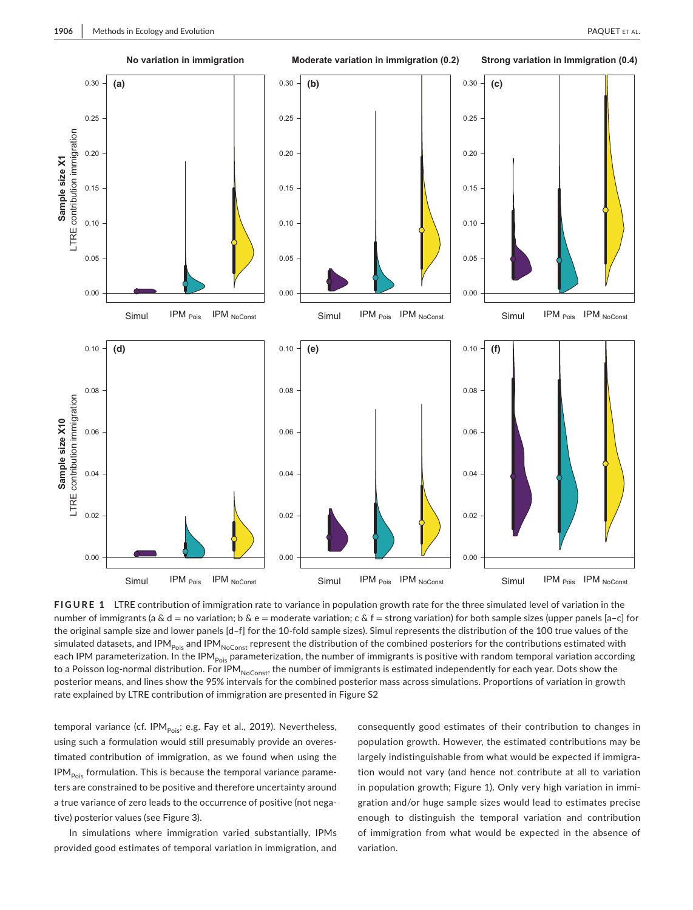**FIGURE 1** LTRE contribution of immigration rate to variance in population growth rate for the three simulated level of variation in the number of immigrants (a & d = no variation; b & e = moderate variation; c & f = strong variation) for both sample sizes (upper panels [a–c] for the original sample size and lower panels [d–f] for the 10-fold sample sizes). Simul represents the distribution of the 100 true values of the simulated datasets, and $IPM_{Pois}$ and $IPM_{NoConst}$ represent the distribution of the combined posteriors for the contributions estimated with each IPM parameterization. In the $IPM_{Pois}$ parameterization, the number of immigrants is positive with random temporal variation according to a Poisson log-normal distribution. For $IPM_{NoConst}$, the number of immigrants is estimated independently for each year. Dots show the posterior means, and lines show the 95% intervals for the combined posterior mass across simulations. Proportions of variation in growth rate explained by LTRE contribution of immigration are presented in Figure S2

temporal variance (cf. $IPM_{Pois}$; e.g. Fay et al., 2019). Nevertheless, using such a formulation would still presumably provide an overestimated contribution of immigration, as we found when using the $IPM_{Pois}$ formulation. This is because the temporal variance parameters are constrained to be positive and therefore uncertainty around a true variance of zero leads to the occurrence of positive (not negative) posterior values (see Figure 3).

In simulations where immigration varied substantially, IPMs provided good estimates of temporal variation in immigration, and consequently good estimates of their contribution to changes in population growth. However, the estimated contributions may be largely indistinguishable from what would be expected if immigration would not vary (and hence not contribute at all to variation in population growth; Figure 1). Only very high variation in immigration and/or huge sample sizes would lead to estimates precise enough to distinguish the temporal variation and contribution of immigration from what would be expected in the absence of variation.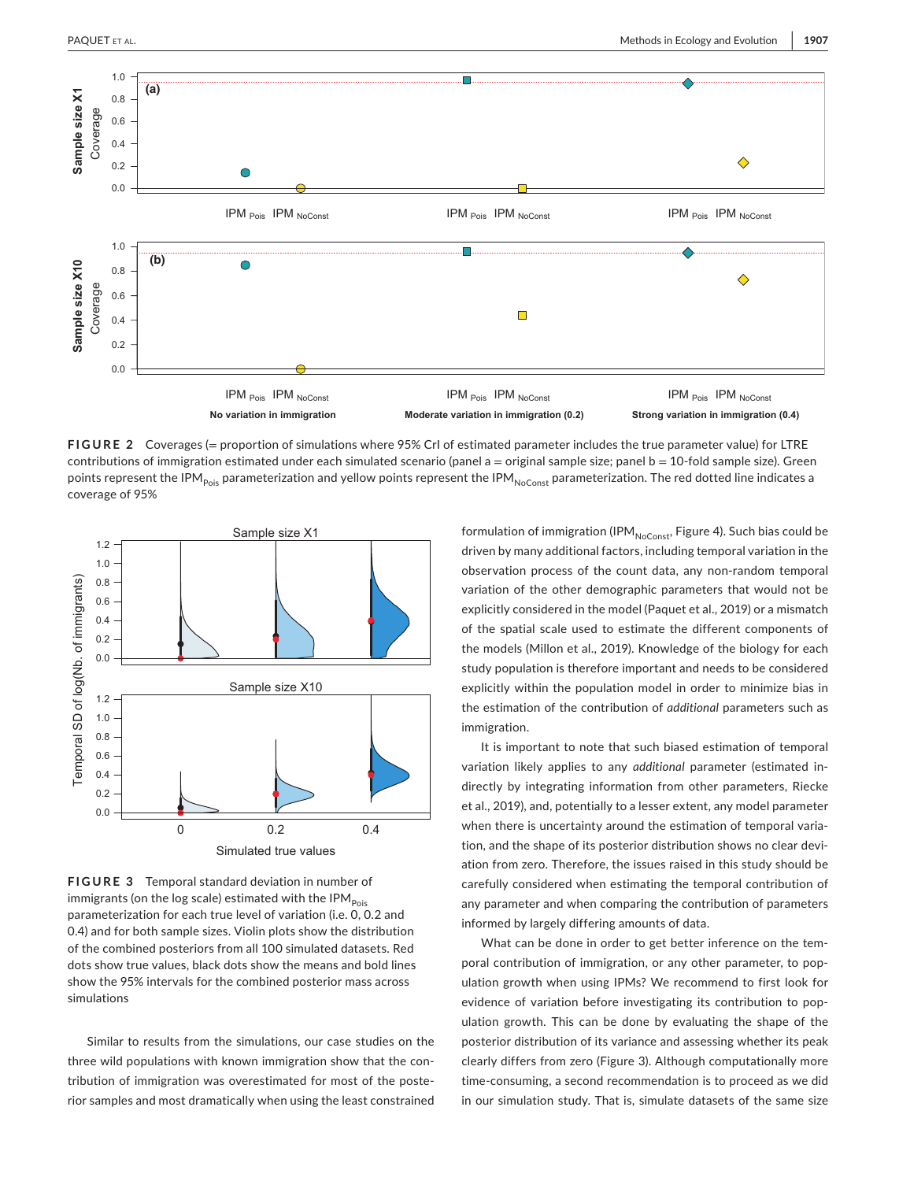**FIGURE 2** Coverages (= proportion of simulations where 95% CrI of estimated parameter includes the true parameter value) for LTRE contributions of immigration estimated under each simulated scenario (panel a = original sample size; panel b = 10-fold sample size). Green points represent the $IPM_{Pois}$ parameterization and yellow points represent the $IPM_{NoConst}$ parameterization. The red dotted line indicates a coverage of 95%

**FIGURE 3** Temporal standard deviation in number of immigrants (on the log scale) estimated with the $IPM_{Pois}$ parameterization for each true level of variation (i.e. 0, 0.2 and 0.4) and for both sample sizes. Violin plots show the distribution of the combined posteriors from all 100 simulated datasets. Red dots show true values, black dots show the means and bold lines show the 95% intervals for the combined posterior mass across simulations

Similar to results from the simulations, our case studies on the three wild populations with known immigration show that the contribution of immigration was overestimated for most of the posterior samples and most dramatically when using the least constrained formulation of immigration ($IPM_{NoConst}$, Figure 4). Such bias could be driven by many additional factors, including temporal variation in the observation process of the count data, any non-random temporal variation of the other demographic parameters that would not be explicitly considered in the model (Paquet et al., 2019) or a mismatch of the spatial scale used to estimate the different components of the models (Millon et al., 2019). Knowledge of the biology for each study population is therefore important and needs to be considered explicitly within the population model in order to minimize bias in the estimation of the contribution of *additional* parameters such as immigration.

It is important to note that such biased estimation of temporal variation likely applies to any *additional* parameter (estimated indirectly by integrating information from other parameters, Riecke et al., 2019), and, potentially to a lesser extent, any model parameter when there is uncertainty around the estimation of temporal variation, and the shape of its posterior distribution shows no clear deviation from zero. Therefore, the issues raised in this study should be carefully considered when estimating the temporal contribution of any parameter and when comparing the contribution of parameters informed by largely differing amounts of data.

What can be done in order to get better inference on the temporal contribution of immigration, or any other parameter, to population growth when using IPMs? We recommend to first look for evidence of variation before investigating its contribution to population growth. This can be done by evaluating the shape of the posterior distribution of its variance and assessing whether its peak clearly differs from zero (Figure 3). Although computationally more time-consuming, a second recommendation is to proceed as we did in our simulation study. That is, simulate datasets of the same size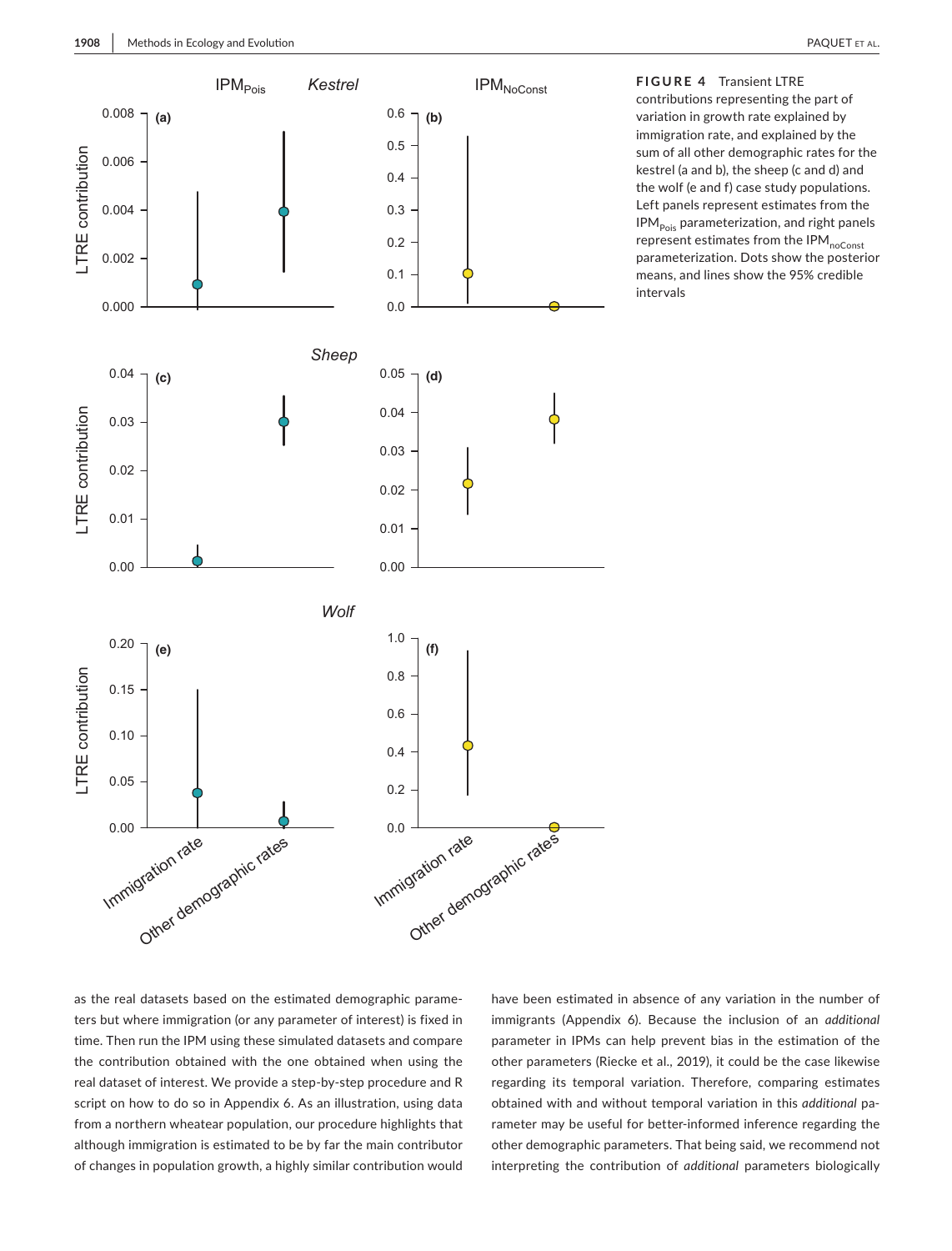**FIGURE 4** Transient LTRE contributions representing the part of variation in growth rate explained by immigration rate, and explained by the sum of all other demographic rates for the kestrel (a and b), the sheep (c and d) and the wolf (e and f) case study populations. Left panels represent estimates from the $IPM_{Pois}$ parameterization, and right panels represent estimates from the $IPM_{noConst}$ parameterization. Dots show the posterior means, and lines show the 95% credible intervals

as the real datasets based on the estimated demographic parameters but where immigration (or any parameter of interest) is fixed in time. Then run the IPM using these simulated datasets and compare the contribution obtained with the one obtained when using the real dataset of interest. We provide a step-by-step procedure and R script on how to do so in Appendix 6. As an illustration, using data from a northern wheatear population, our procedure highlights that although immigration is estimated to be by far the main contributor of changes in population growth, a highly similar contribution would have been estimated in absence of any variation in the number of immigrants (Appendix 6). Because the inclusion of an *additional* parameter in IPMs can help prevent bias in the estimation of the other parameters (Riecke et al., 2019), it could be the case likewise regarding its temporal variation. Therefore, comparing estimates obtained with and without temporal variation in this *additional* parameter may be useful for better-informed inference regarding the other demographic parameters. That being said, we recommend not interpreting the contribution of *additional* parameters biologically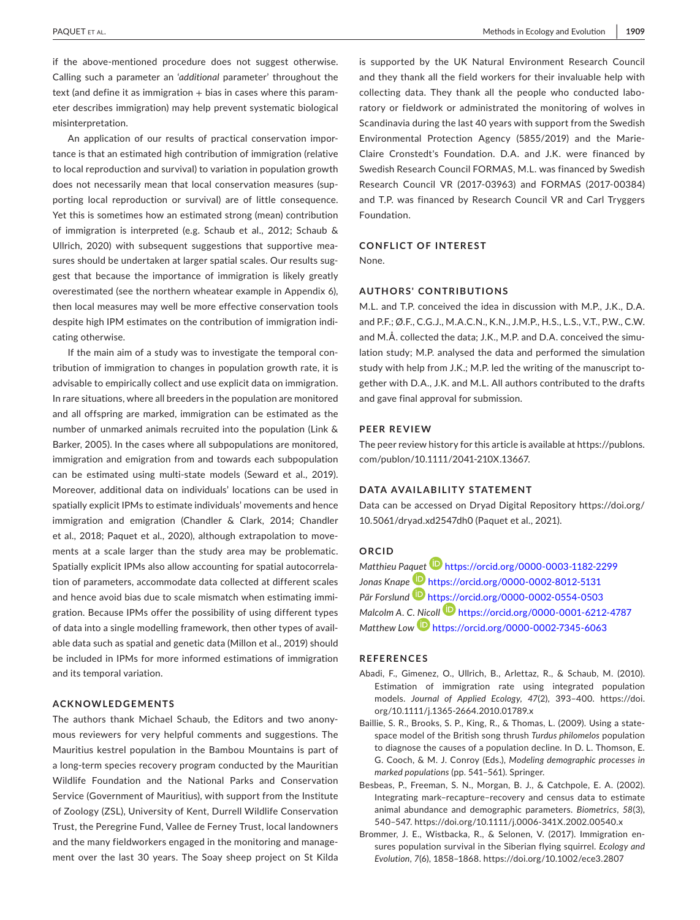if the above-mentioned procedure does not suggest otherwise. Calling such a parameter an '*additional* parameter' throughout the text (and define it as immigration + bias in cases where this parameter describes immigration) may help prevent systematic biological misinterpretation.

An application of our results of practical conservation importance is that an estimated high contribution of immigration (relative to local reproduction and survival) to variation in population growth does not necessarily mean that local conservation measures (supporting local reproduction or survival) are of little consequence. Yet this is sometimes how an estimated strong (mean) contribution of immigration is interpreted (e.g. Schaub et al., 2012; Schaub & Ullrich, 2020) with subsequent suggestions that supportive measures should be undertaken at larger spatial scales. Our results suggest that because the importance of immigration is likely greatly overestimated (see the northern wheatear example in Appendix 6), then local measures may well be more effective conservation tools despite high IPM estimates on the contribution of immigration indicating otherwise.

If the main aim of a study was to investigate the temporal contribution of immigration to changes in population growth rate, it is advisable to empirically collect and use explicit data on immigration. In rare situations, where all breeders in the population are monitored and all offspring are marked, immigration can be estimated as the number of unmarked animals recruited into the population (Link & Barker, 2005). In the cases where all subpopulations are monitored, immigration and emigration from and towards each subpopulation can be estimated using multi-state models (Seward et al., 2019). Moreover, additional data on individuals' locations can be used in spatially explicit IPMs to estimate individuals' movements and hence immigration and emigration (Chandler & Clark, 2014; Chandler et al., 2018; Paquet et al., 2020), although extrapolation to movements at a scale larger than the study area may be problematic. Spatially explicit IPMs also allow accounting for spatial autocorrelation of parameters, accommodate data collected at different scales and hence avoid bias due to scale mismatch when estimating immigration. Because IPMs offer the possibility of using different types of data into a single modelling framework, then other types of available data such as spatial and genetic data (Millon et al., 2019) should be included in IPMs for more informed estimations of immigration and its temporal variation.

## ACKNOWLEDGEMENTS

The authors thank Michael Schaub, the Editors and two anonymous reviewers for very helpful comments and suggestions. The Mauritius kestrel population in the Bambou Mountains is part of a long-term species recovery program conducted by the Mauritian Wildlife Foundation and the National Parks and Conservation Service (Government of Mauritius), with support from the Institute of Zoology (ZSL), University of Kent, Durrell Wildlife Conservation Trust, the Peregrine Fund, Vallee de Ferney Trust, local landowners and the many fieldworkers engaged in the monitoring and management over the last 30 years. The Soay sheep project on St Kilda is supported by the UK Natural Environment Research Council and they thank all the field workers for their invaluable help with collecting data. They thank all the people who conducted laboratory or fieldwork or administrated the monitoring of wolves in Scandinavia during the last 40 years with support from the Swedish Environmental Protection Agency (5855/2019) and the Marie-Claire Cronstedt's Foundation. D.A. and J.K. were financed by Swedish Research Council FORMAS, M.L. was financed by Swedish Research Council VR (2017-03963) and FORMAS (2017-00384) and T.P. was financed by Research Council VR and Carl Tryggers Foundation.

## CONFLICT OF INTEREST

None.

## AUTHORS' CONTRIBUTIONS

M.L. and T.P. conceived the idea in discussion with M.P., J.K., D.A. and P.F.; Ø.F., C.G.J., M.A.C.N., K.N., J.M.P., H.S., L.S., V.T., P.W., C.W. and M.Å. collected the data; J.K., M.P. and D.A. conceived the simulation study; M.P. analysed the data and performed the simulation study with help from J.K.; M.P. led the writing of the manuscript together with D.A., J.K. and M.L. All authors contributed to the drafts and gave final approval for submission.

## PEER REVIEW

The peer review history for this article is available at https://publons.com/publon/10.1111/2041-210X.13667.

## DATA AVAILABILITY STATEMENT

Data can be accessed on Dryad Digital Repository https://doi.org/10.5061/dryad.xd2547dh0 (Paquet et al., 2021).

## ORCID

*Matthieu Paquet* https://orcid.org/0000-0003-1182-2299
*Jonas Knape* https://orcid.org/0000-0002-8012-5131
*Pär Forslund* https://orcid.org/0000-0002-0554-0503
*Malcolm A. C. Nicoll* https://orcid.org/0000-0001-6212-4787
*Matthew Low* https://orcid.org/0000-0002-7345-6063

## REFERENCES

Abadi, F., Gimenez, O., Ullrich, B., Arlettaz, R., & Schaub, M. (2010). Estimation of immigration rate using integrated population models. *Journal of Applied Ecology*, *47*(2), 393–400. https://doi.org/10.1111/j.1365-2664.2010.01789.x

Baillie, S. R., Brooks, S. P., King, R., & Thomas, L. (2009). Using a state-space model of the British song thrush *Turdus philomelos* population to diagnose the causes of a population decline. In D. L. Thomson, E. G. Cooch, & M. J. Conroy (Eds.), *Modeling demographic processes in marked populations* (pp. 541–561). Springer.

Besbeas, P., Freeman, S. N., Morgan, B. J., & Catchpole, E. A. (2002). Integrating mark–recapture–recovery and census data to estimate animal abundance and demographic parameters. *Biometrics*, *58*(3), 540–547. https://doi.org/10.1111/j.0006-341X.2002.00540.x

Brommer, J. E., Wistbacka, R., & Selonen, V. (2017). Immigration ensures population survival in the Siberian flying squirrel. *Ecology and Evolution*, *7*(6), 1858–1868. https://doi.org/10.1002/ece3.2807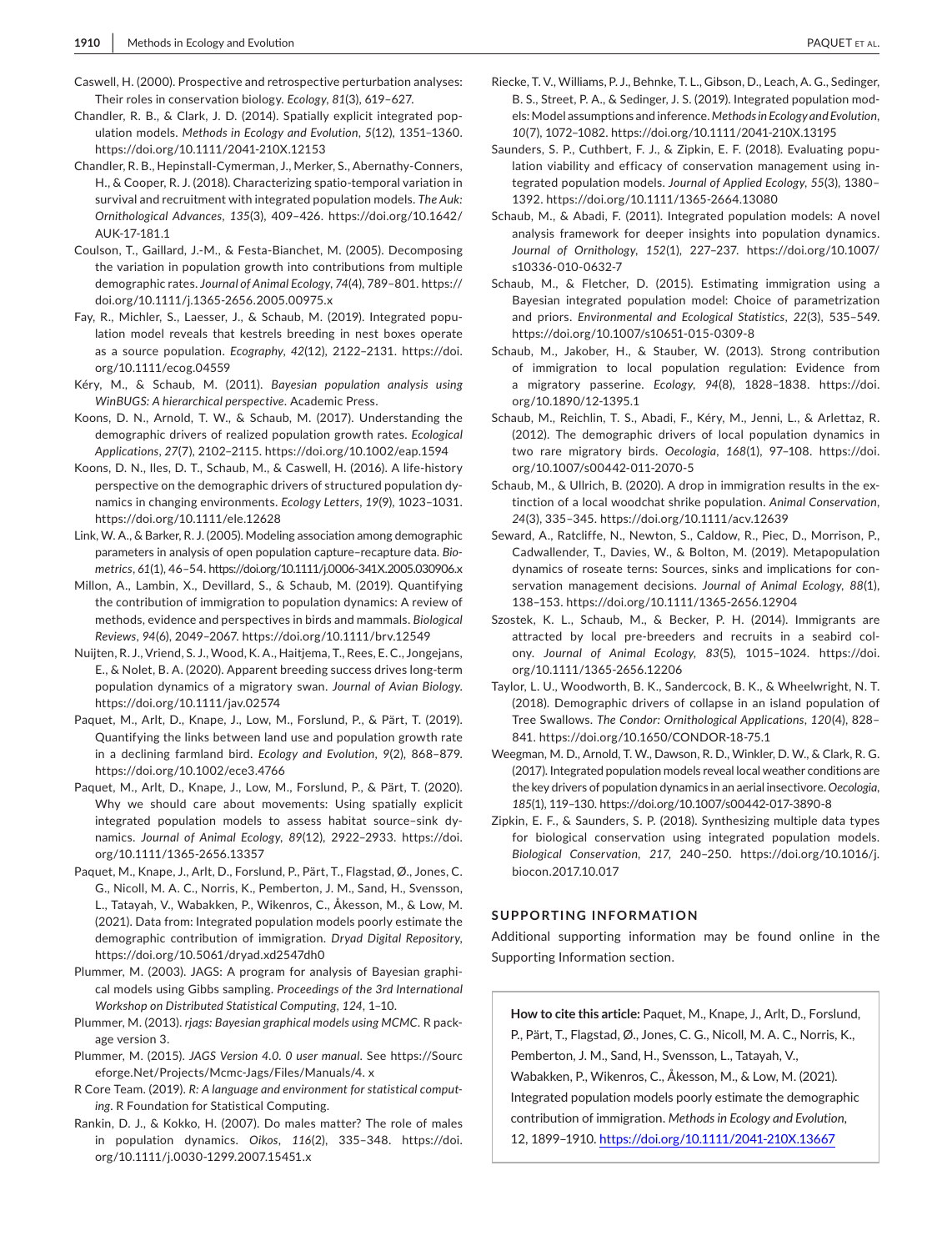Caswell, H. (2000). Prospective and retrospective perturbation analyses: Their roles in conservation biology. *Ecology*, *81*(3), 619–627.

Chandler, R. B., & Clark, J. D. (2014). Spatially explicit integrated population models. *Methods in Ecology and Evolution*, *5*(12), 1351–1360. https://doi.org/10.1111/2041-210X.12153

Chandler, R. B., Hepinstall-Cymerman, J., Merker, S., Abernathy-Conners, H., & Cooper, R. J. (2018). Characterizing spatio-temporal variation in survival and recruitment with integrated population models. *The Auk: Ornithological Advances*, *135*(3), 409–426. https://doi.org/10.1642/AUK-17-181.1

Coulson, T., Gaillard, J.-M., & Festa-Bianchet, M. (2005). Decomposing the variation in population growth into contributions from multiple demographic rates. *Journal of Animal Ecology*, *74*(4), 789–801. https://doi.org/10.1111/j.1365-2656.2005.00975.x

Fay, R., Michler, S., Laesser, J., & Schaub, M. (2019). Integrated population model reveals that kestrels breeding in nest boxes operate as a source population. *Ecography*, *42*(12), 2122–2131. https://doi.org/10.1111/ecog.04559

Kéry, M., & Schaub, M. (2011). *Bayesian population analysis using WinBUGS: A hierarchical perspective*. Academic Press.

Koons, D. N., Arnold, T. W., & Schaub, M. (2017). Understanding the demographic drivers of realized population growth rates. *Ecological Applications*, *27*(7), 2102–2115. https://doi.org/10.1002/eap.1594

Koons, D. N., Iles, D. T., Schaub, M., & Caswell, H. (2016). A life-history perspective on the demographic drivers of structured population dynamics in changing environments. *Ecology Letters*, *19*(9), 1023–1031. https://doi.org/10.1111/ele.12628

Link, W. A., & Barker, R. J. (2005). Modeling association among demographic parameters in analysis of open population capture–recapture data. *Biometrics*, *61*(1), 46–54. https://doi.org/10.1111/j.0006-341X.2005.030906.x

Millon, A., Lambin, X., Devillard, S., & Schaub, M. (2019). Quantifying the contribution of immigration to population dynamics: A review of methods, evidence and perspectives in birds and mammals. *Biological Reviews*, *94*(6), 2049–2067. https://doi.org/10.1111/brv.12549

Nuijten, R. J., Vriend, S. J., Wood, K. A., Haitjema, T., Rees, E. C., Jongejans, E., & Nolet, B. A. (2020). Apparent breeding success drives long-term population dynamics of a migratory swan. *Journal of Avian Biology*. https://doi.org/10.1111/jav.02574

Paquet, M., Arlt, D., Knape, J., Low, M., Forslund, P., & Pärt, T. (2019). Quantifying the links between land use and population growth rate in a declining farmland bird. *Ecology and Evolution*, *9*(2), 868–879. https://doi.org/10.1002/ece3.4766

Paquet, M., Arlt, D., Knape, J., Low, M., Forslund, P., & Pärt, T. (2020). Why we should care about movements: Using spatially explicit integrated population models to assess habitat source–sink dynamics. *Journal of Animal Ecology*, *89*(12), 2922–2933. https://doi.org/10.1111/1365-2656.13357

Paquet, M., Knape, J., Arlt, D., Forslund, P., Pärt, T., Flagstad, Ø., Jones, C. G., Nicoll, M. A. C., Norris, K., Pemberton, J. M., Sand, H., Svensson, L., Tatayah, V., Wabakken, P., Wikenros, C., Åkesson, M., & Low, M. (2021). Data from: Integrated population models poorly estimate the demographic contribution of immigration. *Dryad Digital Repository*, https://doi.org/10.5061/dryad.xd2547dh0

Plummer, M. (2003). JAGS: A program for analysis of Bayesian graphical models using Gibbs sampling. *Proceedings of the 3rd International Workshop on Distributed Statistical Computing*, *124*, 1–10.

Plummer, M. (2013). *rjags: Bayesian graphical models using MCMC*. R package version 3.

Plummer, M. (2015). *JAGS Version 4.0. 0 user manual*. See https://Sourceforge.Net/Projects/Mcmc-Jags/Files/Manuals/4. x

R Core Team. (2019). *R: A language and environment for statistical computing*. R Foundation for Statistical Computing.

Rankin, D. J., & Kokko, H. (2007). Do males matter? The role of males in population dynamics. *Oikos*, *116*(2), 335–348. https://doi.org/10.1111/j.0030-1299.2007.15451.x

Riecke, T. V., Williams, P. J., Behnke, T. L., Gibson, D., Leach, A. G., Sedinger, B. S., Street, P. A., & Sedinger, J. S. (2019). Integrated population models: Model assumptions and inference. *Methods in Ecology and Evolution*, *10*(7), 1072–1082. https://doi.org/10.1111/2041-210X.13195

Saunders, S. P., Cuthbert, F. J., & Zipkin, E. F. (2018). Evaluating population viability and efficacy of conservation management using integrated population models. *Journal of Applied Ecology*, *55*(3), 1380–1392. https://doi.org/10.1111/1365-2664.13080

Schaub, M., & Abadi, F. (2011). Integrated population models: A novel analysis framework for deeper insights into population dynamics. *Journal of Ornithology*, *152*(1), 227–237. https://doi.org/10.1007/s10336-010-0632-7

Schaub, M., & Fletcher, D. (2015). Estimating immigration using a Bayesian integrated population model: Choice of parametrization and priors. *Environmental and Ecological Statistics*, *22*(3), 535–549. https://doi.org/10.1007/s10651-015-0309-8

Schaub, M., Jakober, H., & Stauber, W. (2013). Strong contribution of immigration to local population regulation: Evidence from a migratory passerine. *Ecology*, *94*(8), 1828–1838. https://doi.org/10.1890/12-1395.1

Schaub, M., Reichlin, T. S., Abadi, F., Kéry, M., Jenni, L., & Arlettaz, R. (2012). The demographic drivers of local population dynamics in two rare migratory birds. *Oecologia*, *168*(1), 97–108. https://doi.org/10.1007/s00442-011-2070-5

Schaub, M., & Ullrich, B. (2020). A drop in immigration results in the extinction of a local woodchat shrike population. *Animal Conservation*, *24*(3), 335–345. https://doi.org/10.1111/acv.12639

Seward, A., Ratcliffe, N., Newton, S., Caldow, R., Piec, D., Morrison, P., Cadwallender, T., Davies, W., & Bolton, M. (2019). Metapopulation dynamics of roseate terns: Sources, sinks and implications for conservation management decisions. *Journal of Animal Ecology*, *88*(1), 138–153. https://doi.org/10.1111/1365-2656.12904

Szostek, K. L., Schaub, M., & Becker, P. H. (2014). Immigrants are attracted by local pre-breeders and recruits in a seabird colony. *Journal of Animal Ecology*, *83*(5), 1015–1024. https://doi.org/10.1111/1365-2656.12206

Taylor, L. U., Woodworth, B. K., Sandercock, B. K., & Wheelwright, N. T. (2018). Demographic drivers of collapse in an island population of Tree Swallows. *The Condor: Ornithological Applications*, *120*(4), 828–841. https://doi.org/10.1650/CONDOR-18-75.1

Weegman, M. D., Arnold, T. W., Dawson, R. D., Winkler, D. W., & Clark, R. G. (2017). Integrated population models reveal local weather conditions are the key drivers of population dynamics in an aerial insectivore. *Oecologia*, *185*(1), 119–130. https://doi.org/10.1007/s00442-017-3890-8

Zipkin, E. F., & Saunders, S. P. (2018). Synthesizing multiple data types for biological conservation using integrated population models. *Biological Conservation*, *217*, 240–250. https://doi.org/10.1016/j.biocon.2017.10.017

## SUPPORTING INFORMATION

Additional supporting information may be found online in the Supporting Information section.

**How to cite this article:** Paquet, M., Knape, J., Arlt, D., Forslund, P., Pärt, T., Flagstad, Ø., Jones, C. G., Nicoll, M. A. C., Norris, K., Pemberton, J. M., Sand, H., Svensson, L., Tatayah, V., Wabakken, P., Wikenros, C., Åkesson, M., & Low, M. (2021). Integrated population models poorly estimate the demographic contribution of immigration. *Methods in Ecology and Evolution*, 12, 1899–1910. https://doi.org/10.1111/2041-210X.13667